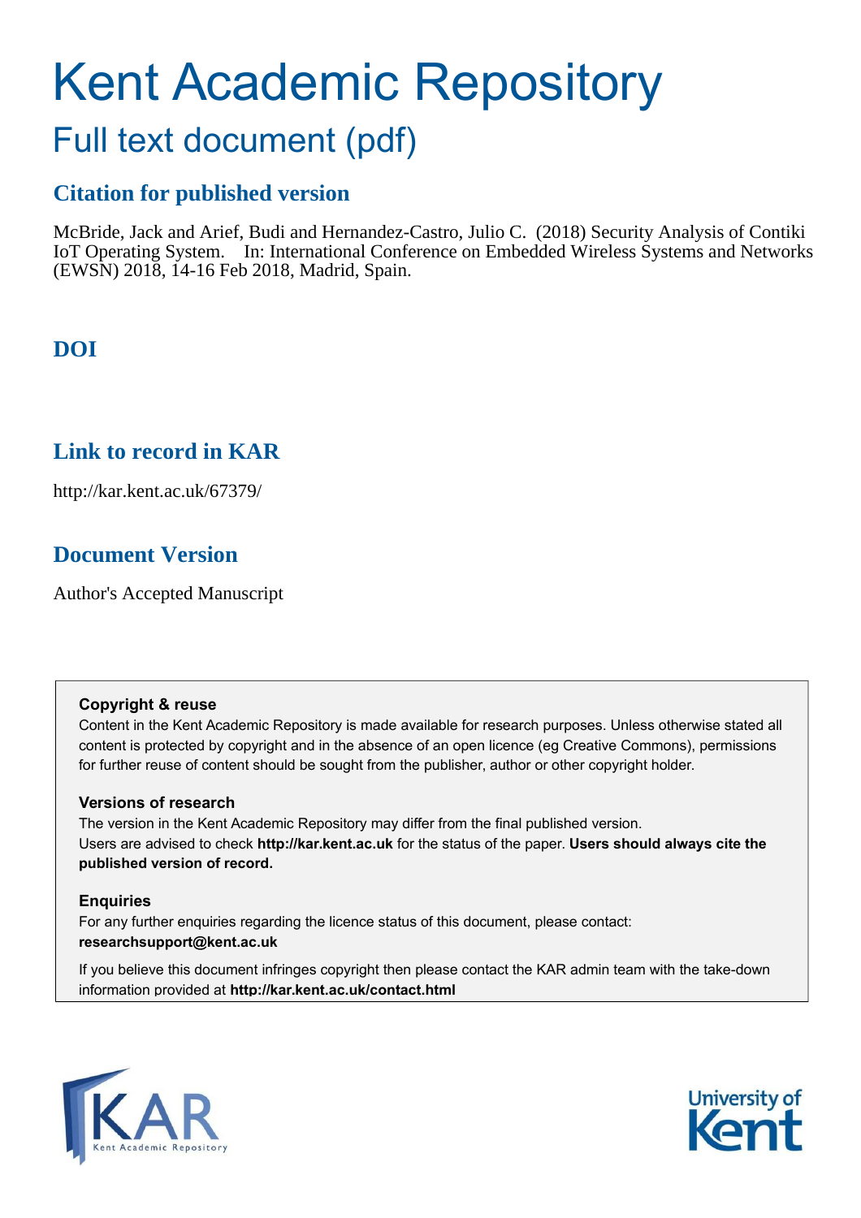# Kent Academic Repository

## Full text document (pdf)

### Citation for published version

McBride, Jack and Arief, Budi and Hernandez-Castro, Julio C. (2018) Security Analysis of Contiki IoT Operating System. In: International Conference on Embedded Wireless Systems and Networks (EWSN) 2018, 14-16 Feb 2018, Madrid, Spain.

### DOI

### Link to record in KAR

http://kar.kent.ac.uk/67379/

### Document Version

Author's Accepted Manuscript

**Copyright & reuse**

Content in the Kent Academic Repository is made available for research purposes. Unless otherwise stated all content is protected by copyright and in the absence of an open licence (eg Creative Commons), permissions for further reuse of content should be sought from the publisher, author or other copyright holder.

**Versions of research**

The version in the Kent Academic Repository may differ from the final published version. Users are advised to check **http://kar.kent.ac.uk** for the status of the paper. **Users should always cite the published version of record.**

**Enquiries**

For any further enquiries regarding the licence status of this document, please contact: **researchsupport@kent.ac.uk**

If you believe this document infringes copyright then please contact the KAR admin team with the take-down information provided at **http://kar.kent.ac.uk/contact.html**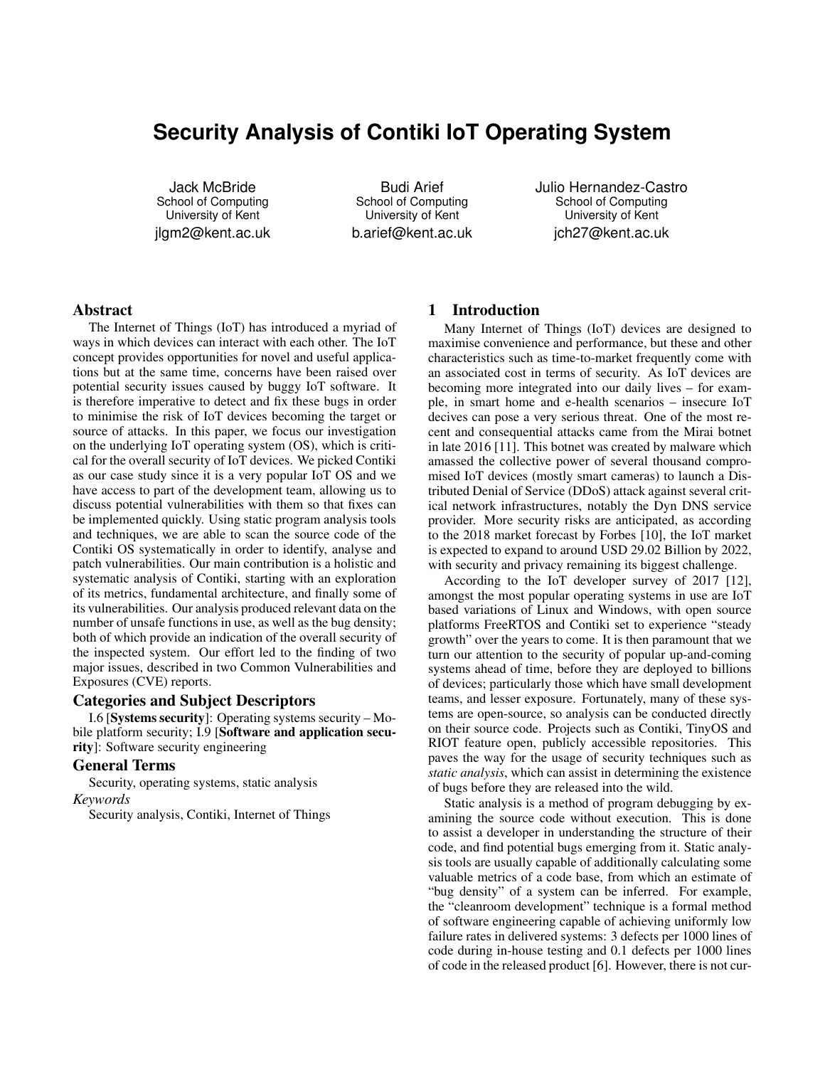# Security Analysis of Contiki IoT Operating System

Jack McBride
School of Computing
University of Kent
jlgm2@kent.ac.uk

Budi Arief
School of Computing
University of Kent
b.arief@kent.ac.uk

Julio Hernandez-Castro
School of Computing
University of Kent
jch27@kent.ac.uk

## Abstract

The Internet of Things (IoT) has introduced a myriad of ways in which devices can interact with each other. The IoT concept provides opportunities for novel and useful applications but at the same time, concerns have been raised over potential security issues caused by buggy IoT software. It is therefore imperative to detect and fix these bugs in order to minimise the risk of IoT devices becoming the target or source of attacks. In this paper, we focus our investigation on the underlying IoT operating system (OS), which is critical for the overall security of IoT devices. We picked Contiki as our case study since it is a very popular IoT OS and we have access to part of the development team, allowing us to discuss potential vulnerabilities with them so that fixes can be implemented quickly. Using static program analysis tools and techniques, we are able to scan the source code of the Contiki OS systematically in order to identify, analyse and patch vulnerabilities. Our main contribution is a holistic and systematic analysis of Contiki, starting with an exploration of its metrics, fundamental architecture, and finally some of its vulnerabilities. Our analysis produced relevant data on the number of unsafe functions in use, as well as the bug density; both of which provide an indication of the overall security of the inspected system. Our effort led to the finding of two major issues, described in two Common Vulnerabilities and Exposures (CVE) reports.

## Categories and Subject Descriptors

I.6 [**Systems security**]: Operating systems security – Mobile platform security; I.9 [**Software and application security**]: Software security engineering

## General Terms

Security, operating systems, static analysis

*Keywords*

Security analysis, Contiki, Internet of Things

## 1 Introduction

Many Internet of Things (IoT) devices are designed to maximise convenience and performance, but these and other characteristics such as time-to-market frequently come with an associated cost in terms of security. As IoT devices are becoming more integrated into our daily lives – for example, in smart home and e-health scenarios – insecure IoT decives can pose a very serious threat. One of the most recent and consequential attacks came from the Mirai botnet in late 2016 [11]. This botnet was created by malware which amassed the collective power of several thousand compromised IoT devices (mostly smart cameras) to launch a Distributed Denial of Service (DDoS) attack against several critical network infrastructures, notably the Dyn DNS service provider. More security risks are anticipated, as according to the 2018 market forecast by Forbes [10], the IoT market is expected to expand to around USD 29.02 Billion by 2022, with security and privacy remaining its biggest challenge.

According to the IoT developer survey of 2017 [12], amongst the most popular operating systems in use are IoT based variations of Linux and Windows, with open source platforms FreeRTOS and Contiki set to experience "steady growth" over the years to come. It is then paramount that we turn our attention to the security of popular up-and-coming systems ahead of time, before they are deployed to billions of devices; particularly those which have small development teams, and lesser exposure. Fortunately, many of these systems are open-source, so analysis can be conducted directly on their source code. Projects such as Contiki, TinyOS and RIOT feature open, publicly accessible repositories. This paves the way for the usage of security techniques such as *static analysis*, which can assist in determining the existence of bugs before they are released into the wild.

Static analysis is a method of program debugging by examining the source code without execution. This is done to assist a developer in understanding the structure of their code, and find potential bugs emerging from it. Static analysis tools are usually capable of additionally calculating some valuable metrics of a code base, from which an estimate of "bug density" of a system can be inferred. For example, the "cleanroom development" technique is a formal method of software engineering capable of achieving uniformly low failure rates in delivered systems: 3 defects per 1000 lines of code during in-house testing and 0.1 defects per 1000 lines of code in the released product [6]. However, there is not cur-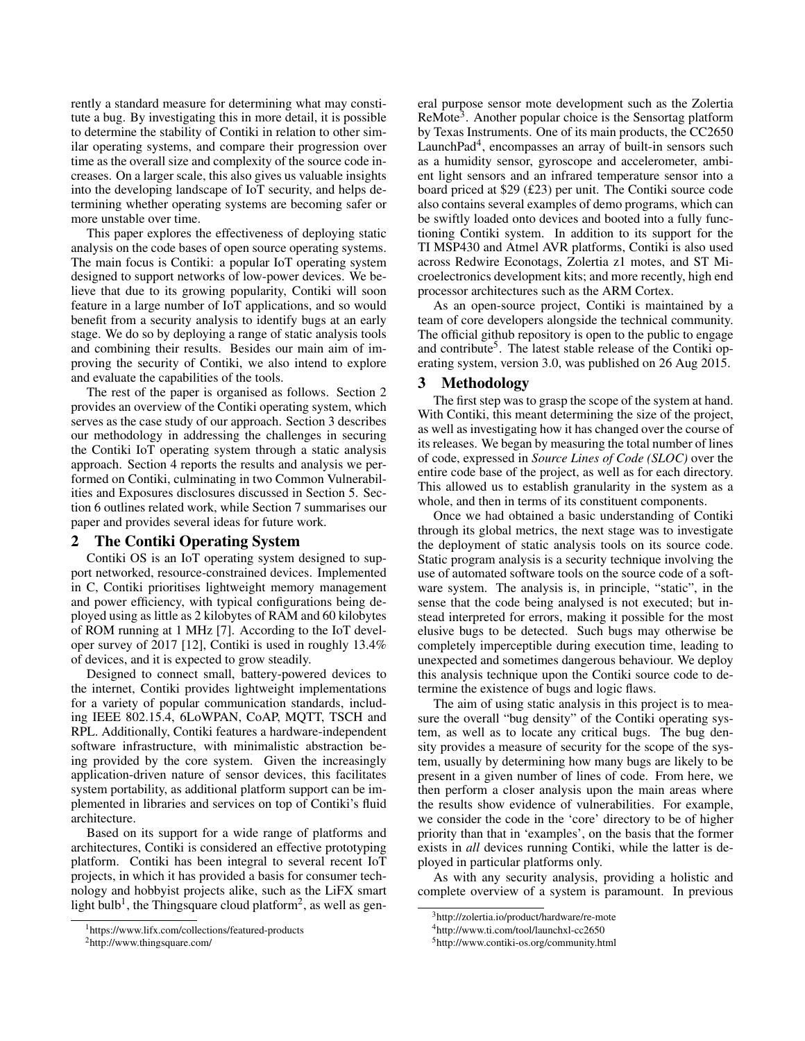rently a standard measure for determining what may constitute a bug. By investigating this in more detail, it is possible to determine the stability of Contiki in relation to other similar operating systems, and compare their progression over time as the overall size and complexity of the source code increases. On a larger scale, this also gives us valuable insights into the developing landscape of IoT security, and helps determining whether operating systems are becoming safer or more unstable over time.

This paper explores the effectiveness of deploying static analysis on the code bases of open source operating systems. The main focus is Contiki: a popular IoT operating system designed to support networks of low-power devices. We believe that due to its growing popularity, Contiki will soon feature in a large number of IoT applications, and so would benefit from a security analysis to identify bugs at an early stage. We do so by deploying a range of static analysis tools and combining their results. Besides our main aim of improving the security of Contiki, we also intend to explore and evaluate the capabilities of the tools.

The rest of the paper is organised as follows. Section 2 provides an overview of the Contiki operating system, which serves as the case study of our approach. Section 3 describes our methodology in addressing the challenges in securing the Contiki IoT operating system through a static analysis approach. Section 4 reports the results and analysis we performed on Contiki, culminating in two Common Vulnerabilities and Exposures disclosures discussed in Section 5. Section 6 outlines related work, while Section 7 summarises our paper and provides several ideas for future work.

## 2 The Contiki Operating System

Contiki OS is an IoT operating system designed to support networked, resource-constrained devices. Implemented in C, Contiki prioritises lightweight memory management and power efficiency, with typical configurations being deployed using as little as 2 kilobytes of RAM and 60 kilobytes of ROM running at 1 MHz [7]. According to the IoT developer survey of 2017 [12], Contiki is used in roughly 13.4% of devices, and it is expected to grow steadily.

Designed to connect small, battery-powered devices to the internet, Contiki provides lightweight implementations for a variety of popular communication standards, including IEEE 802.15.4, 6LoWPAN, CoAP, MQTT, TSCH and RPL. Additionally, Contiki features a hardware-independent software infrastructure, with minimalistic abstraction being provided by the core system. Given the increasingly application-driven nature of sensor devices, this facilitates system portability, as additional platform support can be implemented in libraries and services on top of Contiki's fluid architecture.

Based on its support for a wide range of platforms and architectures, Contiki is considered an effective prototyping platform. Contiki has been integral to several recent IoT projects, in which it has provided a basis for consumer technology and hobbyist projects alike, such as the LiFX smart light bulb[1], the Thingsquare cloud platform[2], as well as general purpose sensor mote development such as the Zolertia ReMote[3]. Another popular choice is the Sensortag platform by Texas Instruments. One of its main products, the CC2650 LaunchPad[4], encompasses an array of built-in sensors such as a humidity sensor, gyroscope and accelerometer, ambient light sensors and an infrared temperature sensor into a board priced at $29 (£23) per unit. The Contiki source code also contains several examples of demo programs, which can be swiftly loaded onto devices and booted into a fully functioning Contiki system. In addition to its support for the TI MSP430 and Atmel AVR platforms, Contiki is also used across Redwire Econotags, Zolertia z1 motes, and ST Microelectronics development kits; and more recently, high end processor architectures such as the ARM Cortex.

As an open-source project, Contiki is maintained by a team of core developers alongside the technical community. The official github repository is open to the public to engage and contribute[5]. The latest stable release of the Contiki operating system, version 3.0, was published on 26 Aug 2015.

## 3 Methodology

The first step was to grasp the scope of the system at hand. With Contiki, this meant determining the size of the project, as well as investigating how it has changed over the course of its releases. We began by measuring the total number of lines of code, expressed in *Source Lines of Code (SLOC)* over the entire code base of the project, as well as for each directory. This allowed us to establish granularity in the system as a whole, and then in terms of its constituent components.

Once we had obtained a basic understanding of Contiki through its global metrics, the next stage was to investigate the deployment of static analysis tools on its source code. Static program analysis is a security technique involving the use of automated software tools on the source code of a software system. The analysis is, in principle, "static", in the sense that the code being analysed is not executed; but instead interpreted for errors, making it possible for the most elusive bugs to be detected. Such bugs may otherwise be completely imperceptible during execution time, leading to unexpected and sometimes dangerous behaviour. We deploy this analysis technique upon the Contiki source code to determine the existence of bugs and logic flaws.

The aim of using static analysis in this project is to measure the overall "bug density" of the Contiki operating system, as well as to locate any critical bugs. The bug density provides a measure of security for the scope of the system, usually by determining how many bugs are likely to be present in a given number of lines of code. From here, we then perform a closer analysis upon the main areas where the results show evidence of vulnerabilities. For example, we consider the code in the 'core' directory to be of higher priority than that in 'examples', on the basis that the former exists in *all* devices running Contiki, while the latter is deployed in particular platforms only.

As with any security analysis, providing a holistic and complete overview of a system is paramount. In previous

[1] https://www.lifx.com/collections/featured-products

[2] http://www.thingsquare.com/

[3] http://zolertia.io/product/hardware/re-mote

[4] http://www.ti.com/tool/launchxl-cc2650

[5] http://www.contiki-os.org/community.html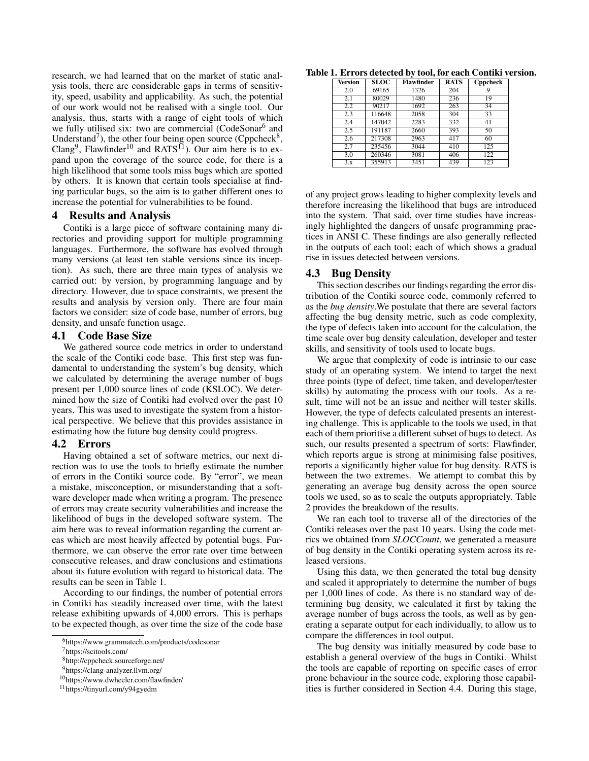research, we had learned that on the market of static analysis tools, there are considerable gaps in terms of sensitivity, speed, usability and applicability. As such, the potential of our work would not be realised with a single tool. Our analysis, thus, starts with a range of eight tools of which we fully utilised six: two are commercial (CodeSonar[6] and Understand[7]), the other four being open source (Cppcheck[8], Clang[9], Flawfinder[10] and RATS[11]). Our aim here is to expand upon the coverage of the source code, for there is a high likelihood that some tools miss bugs which are spotted by others. It is known that certain tools specialise at finding particular bugs, so the aim is to gather different ones to increase the potential for vulnerabilities to be found.

## 4 Results and Analysis

Contiki is a large piece of software containing many directories and providing support for multiple programming languages. Furthermore, the software has evolved through many versions (at least ten stable versions since its inception). As such, there are three main types of analysis we carried out: by version, by programming language and by directory. However, due to space constraints, we present the results and analysis by version only. There are four main factors we consider: size of code base, number of errors, bug density, and unsafe function usage.

### 4.1 Code Base Size

We gathered source code metrics in order to understand the scale of the Contiki code base. This first step was fundamental to understanding the system's bug density, which we calculated by determining the average number of bugs present per 1,000 source lines of code (KSLOC). We determined how the size of Contiki had evolved over the past 10 years. This was used to investigate the system from a historical perspective. We believe that this provides assistance in estimating how the future bug density could progress.

### 4.2 Errors

Having obtained a set of software metrics, our next direction was to use the tools to briefly estimate the number of errors in the Contiki source code. By "error", we mean a mistake, misconception, or misunderstanding that a software developer made when writing a program. The presence of errors may create security vulnerabilities and increase the likelihood of bugs in the developed software system. The aim here was to reveal information regarding the current areas which are most heavily affected by potential bugs. Furthermore, we can observe the error rate over time between consecutive releases, and draw conclusions and estimations about its future evolution with regard to historical data. The results can be seen in Table 1.

According to our findings, the number of potential errors in Contiki has steadily increased over time, with the latest release exhibiting upwards of 4,000 errors. This is perhaps to be expected though, as over time the size of the code base of any project grows leading to higher complexity levels and therefore increasing the likelihood that bugs are introduced into the system. That said, over time studies have increasingly highlighted the dangers of unsafe programming practices in ANSI C. These findings are also generally reflected in the outputs of each tool; each of which shows a gradual rise in issues detected between versions.

**Table 1. Errors detected by tool, for each Contiki version.**

| Version | SLOC | Flawfinder | RATS | Cppcheck |
|---|---|---|---|---|
| 2.0 | 69165 | 1326 | 204 | 9 |
| 2.1 | 80029 | 1480 | 236 | 19 |
| 2.2 | 90217 | 1692 | 263 | 34 |
| 2.3 | 116648 | 2058 | 304 | 33 |
| 2.4 | 147042 | 2283 | 332 | 41 |
| 2.5 | 191187 | 2660 | 393 | 50 |
| 2.6 | 217308 | 2963 | 417 | 60 |
| 2.7 | 235456 | 3044 | 410 | 125 |
| 3.0 | 260346 | 3081 | 406 | 122 |
| 3.x | 355913 | 3451 | 439 | 123 |

### 4.3 Bug Density

This section describes our findings regarding the error distribution of the Contiki source code, commonly referred to as the *bug density*.We postulate that there are several factors affecting the bug density metric, such as code complexity, the type of defects taken into account for the calculation, the time scale over bug density calculation, developer and tester skills, and sensitivity of tools used to locate bugs.

We argue that complexity of code is intrinsic to our case study of an operating system. We intend to target the next three points (type of defect, time taken, and developer/tester skills) by automating the process with our tools. As a result, time will not be an issue and neither will tester skills. However, the type of defects calculated presents an interesting challenge. This is applicable to the tools we used, in that each of them prioritise a different subset of bugs to detect. As such, our results presented a spectrum of sorts: Flawfinder, which reports argue is strong at minimising false positives, reports a significantly higher value for bug density. RATS is between the two extremes. We attempt to combat this by generating an average bug density across the open source tools we used, so as to scale the outputs appropriately. Table 2 provides the breakdown of the results.

We ran each tool to traverse all of the directories of the Contiki releases over the past 10 years. Using the code metrics we obtained from *SLOCCount*, we generated a measure of bug density in the Contiki operating system across its released versions.

Using this data, we then generated the total bug density and scaled it appropriately to determine the number of bugs per 1,000 lines of code. As there is no standard way of determining bug density, we calculated it first by taking the average number of bugs across the tools, as well as by generating a separate output for each individually, to allow us to compare the differences in tool output.

The bug density was initially measured by code base to establish a general overview of the bugs in Contiki. Whilst the tools are capable of reporting on specific cases of error prone behaviour in the source code, exploring those capabilities is further considered in Section 4.4. During this stage,

[6]https://www.grammatech.com/products/codesonar

[7]https://scitools.com/

[8]http://cppcheck.sourceforge.net/

[9]https://clang-analyzer.llvm.org/

[10]https://www.dwheeler.com/flawfinder/

[11]https://tinyurl.com/y94gyedm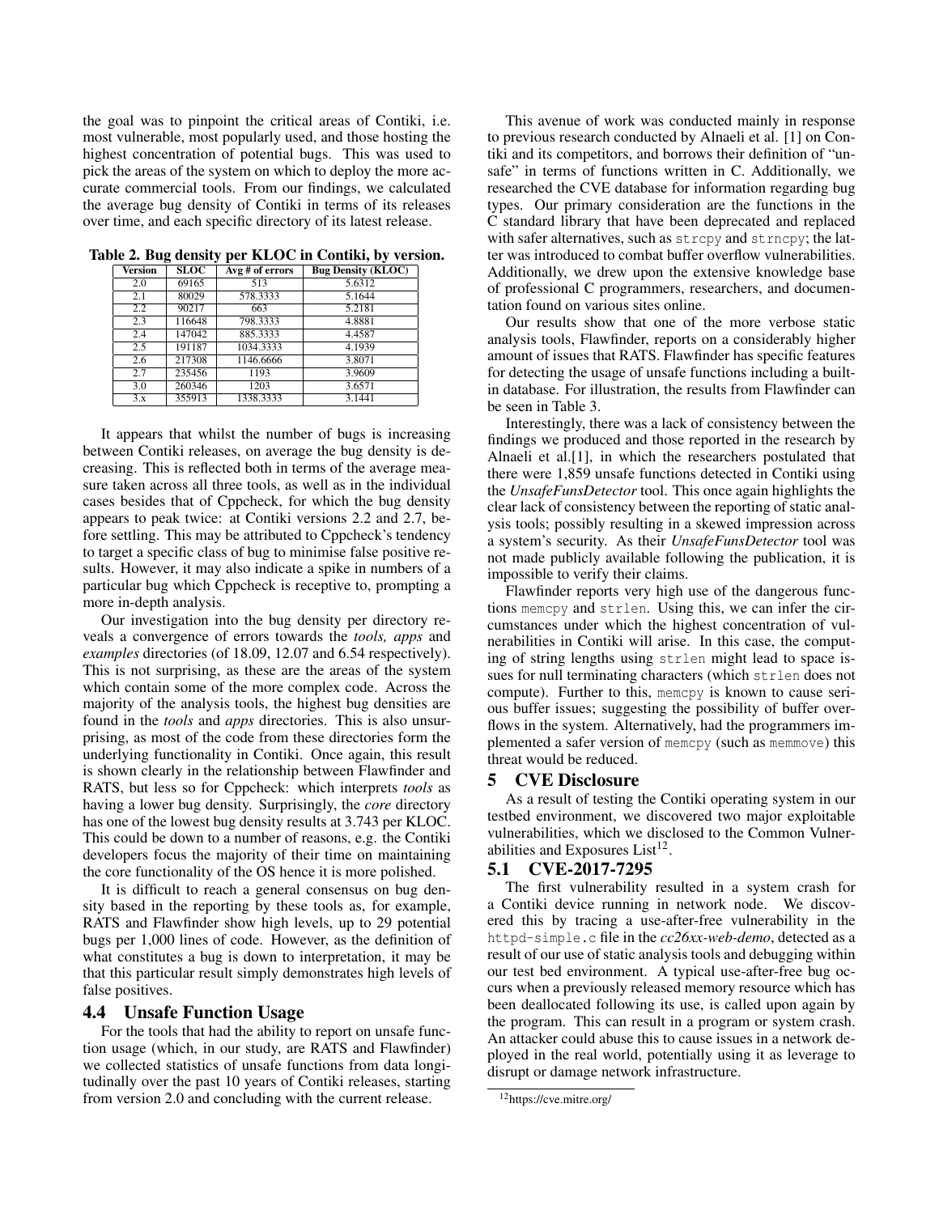the goal was to pinpoint the critical areas of Contiki, i.e. most vulnerable, most popularly used, and those hosting the highest concentration of potential bugs. This was used to pick the areas of the system on which to deploy the more accurate commercial tools. From our findings, we calculated the average bug density of Contiki in terms of its releases over time, and each specific directory of its latest release.

**Table 2. Bug density per KLOC in Contiki, by version.**

| Version | SLOC | Avg # of errors | Bug Density (KLOC) |
|---|---|---|---|
| 2.0 | 69165 | 513 | 5.6312 |
| 2.1 | 80029 | 578.3333 | 5.1644 |
| 2.2 | 90217 | 663 | 5.2181 |
| 2.3 | 116648 | 798.3333 | 4.8881 |
| 2.4 | 147042 | 885.3333 | 4.4587 |
| 2.5 | 191187 | 1034.3333 | 4.1939 |
| 2.6 | 217308 | 1146.6666 | 3.8071 |
| 2.7 | 235456 | 1193 | 3.9609 |
| 3.0 | 260346 | 1203 | 3.6571 |
| 3.x | 355913 | 1338.3333 | 3.1441 |

It appears that whilst the number of bugs is increasing between Contiki releases, on average the bug density is decreasing. This is reflected both in terms of the average measure taken across all three tools, as well as in the individual cases besides that of Cppcheck, for which the bug density appears to peak twice: at Contiki versions 2.2 and 2.7, before settling. This may be attributed to Cppcheck's tendency to target a specific class of bug to minimise false positive results. However, it may also indicate a spike in numbers of a particular bug which Cppcheck is receptive to, prompting a more in-depth analysis.

Our investigation into the bug density per directory reveals a convergence of errors towards the *tools, apps* and *examples* directories (of 18.09, 12.07 and 6.54 respectively). This is not surprising, as these are the areas of the system which contain some of the more complex code. Across the majority of the analysis tools, the highest bug densities are found in the *tools* and *apps* directories. This is also unsurprising, as most of the code from these directories form the underlying functionality in Contiki. Once again, this result is shown clearly in the relationship between Flawfinder and RATS, but less so for Cppcheck: which interprets *tools* as having a lower bug density. Surprisingly, the *core* directory has one of the lowest bug density results at 3.743 per KLOC. This could be down to a number of reasons, e.g. the Contiki developers focus the majority of their time on maintaining the core functionality of the OS hence it is more polished.

It is difficult to reach a general consensus on bug density based in the reporting by these tools as, for example, RATS and Flawfinder show high levels, up to 29 potential bugs per 1,000 lines of code. However, as the definition of what constitutes a bug is down to interpretation, it may be that this particular result simply demonstrates high levels of false positives.

### 4.4 Unsafe Function Usage

For the tools that had the ability to report on unsafe function usage (which, in our study, are RATS and Flawfinder) we collected statistics of unsafe functions from data longitudinally over the past 10 years of Contiki releases, starting from version 2.0 and concluding with the current release.

This avenue of work was conducted mainly in response to previous research conducted by Alnaeli et al. [1] on Contiki and its competitors, and borrows their definition of "unsafe" in terms of functions written in C. Additionally, we researched the CVE database for information regarding bug types. Our primary consideration are the functions in the C standard library that have been deprecated and replaced with safer alternatives, such as `strcpy` and `strncpy`; the latter was introduced to combat buffer overflow vulnerabilities. Additionally, we drew upon the extensive knowledge base of professional C programmers, researchers, and documentation found on various sites online.

Our results show that one of the more verbose static analysis tools, Flawfinder, reports on a considerably higher amount of issues that RATS. Flawfinder has specific features for detecting the usage of unsafe functions including a built-in database. For illustration, the results from Flawfinder can be seen in Table 3.

Interestingly, there was a lack of consistency between the findings we produced and those reported in the research by Alnaeli et al.[1], in which the researchers postulated that there were 1,859 unsafe functions detected in Contiki using the *UnsafeFunsDetector* tool. This once again highlights the clear lack of consistency between the reporting of static analysis tools; possibly resulting in a skewed impression across a system's security. As their *UnsafeFunsDetector* tool was not made publicly available following the publication, it is impossible to verify their claims.

Flawfinder reports very high use of the dangerous functions `memcpy` and `strlen`. Using this, we can infer the circumstances under which the highest concentration of vulnerabilities in Contiki will arise. In this case, the computing of string lengths using `strlen` might lead to space issues for null terminating characters (which `strlen` does not compute). Further to this, `memcpy` is known to cause serious buffer issues; suggesting the possibility of buffer overflows in the system. Alternatively, had the programmers implemented a safer version of `memcpy` (such as `memmove`) this threat would be reduced.

## 5 CVE Disclosure

As a result of testing the Contiki operating system in our testbed environment, we discovered two major exploitable vulnerabilities, which we disclosed to the Common Vulnerabilities and Exposures List[12].

### 5.1 CVE-2017-7295

The first vulnerability resulted in a system crash for a Contiki device running in network node. We discovered this by tracing a use-after-free vulnerability in the `httpd-simple.c` file in the *cc26xx-web-demo*, detected as a result of our use of static analysis tools and debugging within our test bed environment. A typical use-after-free bug occurs when a previously released memory resource which has been deallocated following its use, is called upon again by the program. This can result in a program or system crash. An attacker could abuse this to cause issues in a network deployed in the real world, potentially using it as leverage to disrupt or damage network infrastructure.

[12] https://cve.mitre.org/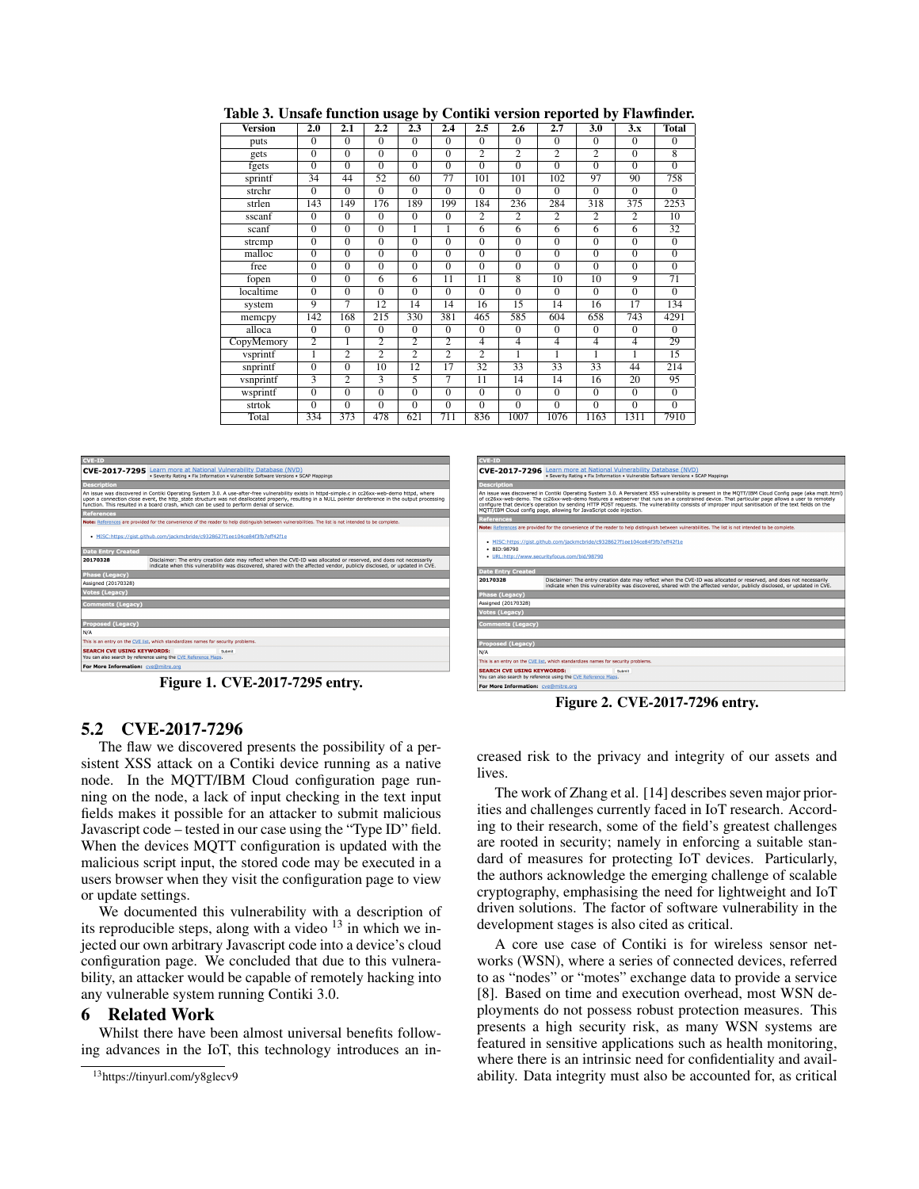Table 3. Unsafe function usage by Contiki version reported by Flawfinder.

| Version | 2.0 | 2.1 | 2.2 | 2.3 | 2.4 | 2.5 | 2.6 | 2.7 | 3.0 | 3.x | Total |
|---|---|---|---|---|---|---|---|---|---|---|---|
| puts | 0 | 0 | 0 | 0 | 0 | 0 | 0 | 0 | 0 | 0 | 0 |
| gets | 0 | 0 | 0 | 0 | 0 | 2 | 2 | 2 | 2 | 0 | 8 |
| fgets | 0 | 0 | 0 | 0 | 0 | 0 | 0 | 0 | 0 | 0 | 0 |
| sprintf | 34 | 44 | 52 | 60 | 77 | 101 | 101 | 102 | 97 | 90 | 758 |
| strchr | 0 | 0 | 0 | 0 | 0 | 0 | 0 | 0 | 0 | 0 | 0 |
| strlen | 143 | 149 | 176 | 189 | 199 | 184 | 236 | 284 | 318 | 375 | 2253 |
| sscanf | 0 | 0 | 0 | 0 | 0 | 2 | 2 | 2 | 2 | 2 | 10 |
| scanf | 0 | 0 | 0 | 1 | 1 | 6 | 6 | 6 | 6 | 6 | 32 |
| strcmp | 0 | 0 | 0 | 0 | 0 | 0 | 0 | 0 | 0 | 0 | 0 |
| malloc | 0 | 0 | 0 | 0 | 0 | 0 | 0 | 0 | 0 | 0 | 0 |
| free | 0 | 0 | 0 | 0 | 0 | 0 | 0 | 0 | 0 | 0 | 0 |
| fopen | 0 | 0 | 6 | 6 | 11 | 11 | 8 | 10 | 10 | 9 | 71 |
| localtime | 0 | 0 | 0 | 0 | 0 | 0 | 0 | 0 | 0 | 0 | 0 |
| system | 9 | 7 | 12 | 14 | 14 | 16 | 15 | 14 | 16 | 17 | 134 |
| memcpy | 142 | 168 | 215 | 330 | 381 | 465 | 585 | 604 | 658 | 743 | 4291 |
| alloca | 0 | 0 | 0 | 0 | 0 | 0 | 0 | 0 | 0 | 0 | 0 |
| CopyMemory | 2 | 1 | 2 | 2 | 2 | 4 | 4 | 4 | 4 | 4 | 29 |
| vsprintf | 1 | 2 | 2 | 2 | 2 | 2 | 1 | 1 | 1 | 1 | 15 |
| snprintf | 0 | 0 | 10 | 12 | 17 | 32 | 33 | 33 | 33 | 44 | 214 |
| vsnprintf | 3 | 2 | 3 | 5 | 7 | 11 | 14 | 14 | 16 | 20 | 95 |
| wsprintf | 0 | 0 | 0 | 0 | 0 | 0 | 0 | 0 | 0 | 0 | 0 |
| strtok | 0 | 0 | 0 | 0 | 0 | 0 | 0 | 0 | 0 | 0 | 0 |
| Total | 334 | 373 | 478 | 621 | 711 | 836 | 1007 | 1076 | 1163 | 1311 | 7910 |

**CVE-ID**

**CVE-2017-7295** Learn more at National Vulnerability Database (NVD)
• Severity Rating • Fix Information • Vulnerable Software Versions • SCAP Mappings

**Description**

An issue was discovered in Contiki Operating System 3.0. A use-after-free vulnerability exists in httpd-simple.c in cc26xx-web-demo httpd, where upon a connection close event, the http_state structure was not deallocated properly, resulting in a NULL pointer dereference in the output processing function. This resulted in a board crash, which can be used to perform denial of service.

**References**

Note: References are provided for the convenience of the reader to help distinguish between vulnerabilities. The list is not intended to be complete.

- MISC:https://gist.github.com/jackmcbride/c9328627f1ee104ce84f3fb7eff42f1e

**Date Entry Created**

20170328 — Disclaimer: The entry creation date may reflect when the CVE-ID was allocated or reserved, and does not necessarily indicate when this vulnerability was discovered, shared with the affected vendor, publicly disclosed, or updated in CVE.

**Phase (Legacy)**

Assigned (20170328)

**Votes (Legacy)**

**Comments (Legacy)**

**Proposed (Legacy)**

N/A

This is an entry on the CVE list, which standardizes names for security problems.

**SEARCH CVE USING KEYWORDS:** Submit

You can also search by reference using the CVE Reference Maps.

**For More Information:** cve@mitre.org

**Figure 1. CVE-2017-7295 entry.**

**CVE-ID**

**CVE-2017-7296** Learn more at National Vulnerability Database (NVD)
• Severity Rating • Fix Information • Vulnerable Software Versions • SCAP Mappings

**Description**

An issue was discovered in Contiki Operating System 3.0. A Persistent XSS vulnerability is present in the MQTT/IBM Cloud Config page (aka mqtt.html) of cc26xx-web-demo. The cc26xx-web-demo features a webserver that runs on a constrained device. That particular page allows a user to remotely configure that device's operation by sending HTTP POST requests. The vulnerability consists of improper input sanitisation of the text fields on the MQTT/IBM Cloud config page, allowing for JavaScript code injection.

**References**

Note: References are provided for the convenience of the reader to help distinguish between vulnerabilities. The list is not intended to be complete.

- MISC:https://gist.github.com/jackmcbride/c9328627f1ee104ce84f3fb7eff42f1e
- BID:98790
- URL:http://www.securityfocus.com/bid/98790

**Date Entry Created**

20170328 — Disclaimer: The entry creation date may reflect when the CVE-ID was allocated or reserved, and does not necessarily indicate when this vulnerability was discovered, shared with the affected vendor, publicly disclosed, or updated in CVE.

**Phase (Legacy)**

Assigned (20170328)

**Votes (Legacy)**

**Comments (Legacy)**

**Proposed (Legacy)**

N/A

This is an entry on the CVE list, which standardizes names for security problems.

**SEARCH CVE USING KEYWORDS:** Submit

You can also search by reference using the CVE Reference Maps.

**For More Information:** cve@mitre.org

**Figure 2. CVE-2017-7296 entry.**

## 5.2 CVE-2017-7296

The flaw we discovered presents the possibility of a persistent XSS attack on a Contiki device running as a native node. In the MQTT/IBM Cloud configuration page running on the node, a lack of input checking in the text input fields makes it possible for an attacker to submit malicious Javascript code – tested in our case using the "Type ID" field. When the devices MQTT configuration is updated with the malicious script input, the stored code may be executed in a users browser when they visit the configuration page to view or update settings.

We documented this vulnerability with a description of its reproducible steps, along with a video [13] in which we injected our own arbitrary Javascript code into a device's cloud configuration page. We concluded that due to this vulnerability, an attacker would be capable of remotely hacking into any vulnerable system running Contiki 3.0.

# 6 Related Work

Whilst there have been almost universal benefits following advances in the IoT, this technology introduces an increased risk to the privacy and integrity of our assets and lives.

The work of Zhang et al. [14] describes seven major priorities and challenges currently faced in IoT research. According to their research, some of the field's greatest challenges are rooted in security; namely in enforcing a suitable standard of measures for protecting IoT devices. Particularly, the authors acknowledge the emerging challenge of scalable cryptography, emphasising the need for lightweight and IoT driven solutions. The factor of software vulnerability in the development stages is also cited as critical.

A core use case of Contiki is for wireless sensor networks (WSN), where a series of connected devices, referred to as "nodes" or "motes" exchange data to provide a service [8]. Based on time and execution overhead, most WSN deployments do not possess robust protection measures. This presents a high security risk, as many WSN systems are featured in sensitive applications such as health monitoring, where there is an intrinsic need for confidentiality and availability. Data integrity must also be accounted for, as critical

[13] https://tinyurl.com/y8glecv9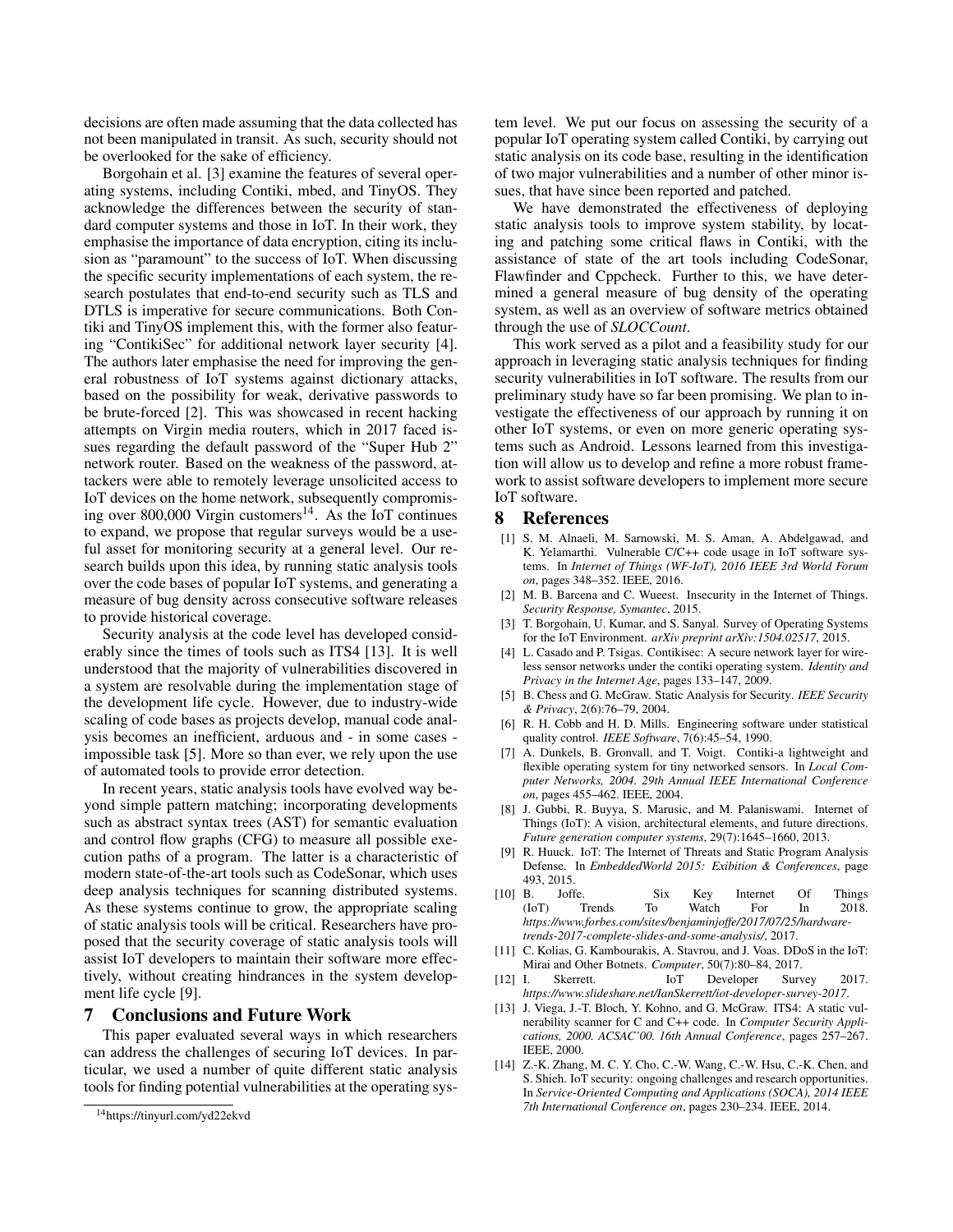decisions are often made assuming that the data collected has not been manipulated in transit. As such, security should not be overlooked for the sake of efficiency.

Borgohain et al. [3] examine the features of several operating systems, including Contiki, mbed, and TinyOS. They acknowledge the differences between the security of standard computer systems and those in IoT. In their work, they emphasise the importance of data encryption, citing its inclusion as "paramount" to the success of IoT. When discussing the specific security implementations of each system, the research postulates that end-to-end security such as TLS and DTLS is imperative for secure communications. Both Contiki and TinyOS implement this, with the former also featuring "ContikiSec" for additional network layer security [4]. The authors later emphasise the need for improving the general robustness of IoT systems against dictionary attacks, based on the possibility for weak, derivative passwords to be brute-forced [2]. This was showcased in recent hacking attempts on Virgin media routers, which in 2017 faced issues regarding the default password of the "Super Hub 2" network router. Based on the weakness of the password, attackers were able to remotely leverage unsolicited access to IoT devices on the home network, subsequently compromising over 800,000 Virgin customers[14]. As the IoT continues to expand, we propose that regular surveys would be a useful asset for monitoring security at a general level. Our research builds upon this idea, by running static analysis tools over the code bases of popular IoT systems, and generating a measure of bug density across consecutive software releases to provide historical coverage.

Security analysis at the code level has developed considerably since the times of tools such as ITS4 [13]. It is well understood that the majority of vulnerabilities discovered in a system are resolvable during the implementation stage of the development life cycle. However, due to industry-wide scaling of code bases as projects develop, manual code analysis becomes an inefficient, arduous and - in some cases - impossible task [5]. More so than ever, we rely upon the use of automated tools to provide error detection.

In recent years, static analysis tools have evolved way beyond simple pattern matching; incorporating developments such as abstract syntax trees (AST) for semantic evaluation and control flow graphs (CFG) to measure all possible execution paths of a program. The latter is a characteristic of modern state-of-the-art tools such as CodeSonar, which uses deep analysis techniques for scanning distributed systems. As these systems continue to grow, the appropriate scaling of static analysis tools will be critical. Researchers have proposed that the security coverage of static analysis tools will assist IoT developers to maintain their software more effectively, without creating hindrances in the system development life cycle [9].

## 7 Conclusions and Future Work

This paper evaluated several ways in which researchers can address the challenges of securing IoT devices. In particular, we used a number of quite different static analysis tools for finding potential vulnerabilities at the operating system level. We put our focus on assessing the security of a popular IoT operating system called Contiki, by carrying out static analysis on its code base, resulting in the identification of two major vulnerabilities and a number of other minor issues, that have since been reported and patched.

We have demonstrated the effectiveness of deploying static analysis tools to improve system stability, by locating and patching some critical flaws in Contiki, with the assistance of state of the art tools including CodeSonar, Flawfinder and Cppcheck. Further to this, we have determined a general measure of bug density of the operating system, as well as an overview of software metrics obtained through the use of *SLOCCount*.

This work served as a pilot and a feasibility study for our approach in leveraging static analysis techniques for finding security vulnerabilities in IoT software. The results from our preliminary study have so far been promising. We plan to investigate the effectiveness of our approach by running it on other IoT systems, or even on more generic operating systems such as Android. Lessons learned from this investigation will allow us to develop and refine a more robust framework to assist software developers to implement more secure IoT software.

## 8 References

[1] S. M. Alnaeli, M. Sarnowski, M. S. Aman, A. Abdelgawad, and K. Yelamarthi. Vulnerable C/C++ code usage in IoT software systems. In *Internet of Things (WF-IoT), 2016 IEEE 3rd World Forum on*, pages 348–352. IEEE, 2016.

[2] M. B. Barcena and C. Wueest. Insecurity in the Internet of Things. *Security Response, Symantec*, 2015.

[3] T. Borgohain, U. Kumar, and S. Sanyal. Survey of Operating Systems for the IoT Environment. *arXiv preprint arXiv:1504.02517*, 2015.

[4] L. Casado and P. Tsigas. Contikisec: A secure network layer for wireless sensor networks under the contiki operating system. *Identity and Privacy in the Internet Age*, pages 133–147, 2009.

[5] B. Chess and G. McGraw. Static Analysis for Security. *IEEE Security & Privacy*, 2(6):76–79, 2004.

[6] R. H. Cobb and H. D. Mills. Engineering software under statistical quality control. *IEEE Software*, 7(6):45–54, 1990.

[7] A. Dunkels, B. Gronvall, and T. Voigt. Contiki-a lightweight and flexible operating system for tiny networked sensors. In *Local Computer Networks, 2004. 29th Annual IEEE International Conference on*, pages 455–462. IEEE, 2004.

[8] J. Gubbi, R. Buyya, S. Marusic, and M. Palaniswami. Internet of Things (IoT): A vision, architectural elements, and future directions. *Future generation computer systems*, 29(7):1645–1660, 2013.

[9] R. Huuck. IoT: The Internet of Threats and Static Program Analysis Defense. In *EmbeddedWorld 2015: Exibition & Conferences*, page 493, 2015.

[10] B. Joffe. Six Key Internet Of Things (IoT) Trends To Watch For In 2018. *https://www.forbes.com/sites/benjaminjoffe/2017/07/25/hardware-trends-2017-complete-slides-and-some-analysis/*, 2017.

[11] C. Kolias, G. Kambourakis, A. Stavrou, and J. Voas. DDoS in the IoT: Mirai and Other Botnets. *Computer*, 50(7):80–84, 2017.

[12] I. Skerrett. IoT Developer Survey 2017. *https://www.slideshare.net/IanSkerrett/iot-developer-survey-2017*.

[13] J. Viega, J.-T. Bloch, Y. Kohno, and G. McGraw. ITS4: A static vulnerability scanner for C and C++ code. In *Computer Security Applications, 2000. ACSAC'00. 16th Annual Conference*, pages 257–267. IEEE, 2000.

[14] Z.-K. Zhang, M. C. Y. Cho, C.-W. Wang, C.-W. Hsu, C.-K. Chen, and S. Shieh. IoT security: ongoing challenges and research opportunities. In *Service-Oriented Computing and Applications (SOCA), 2014 IEEE 7th International Conference on*, pages 230–234. IEEE, 2014.

[14] https://tinyurl.com/yd22ekvd